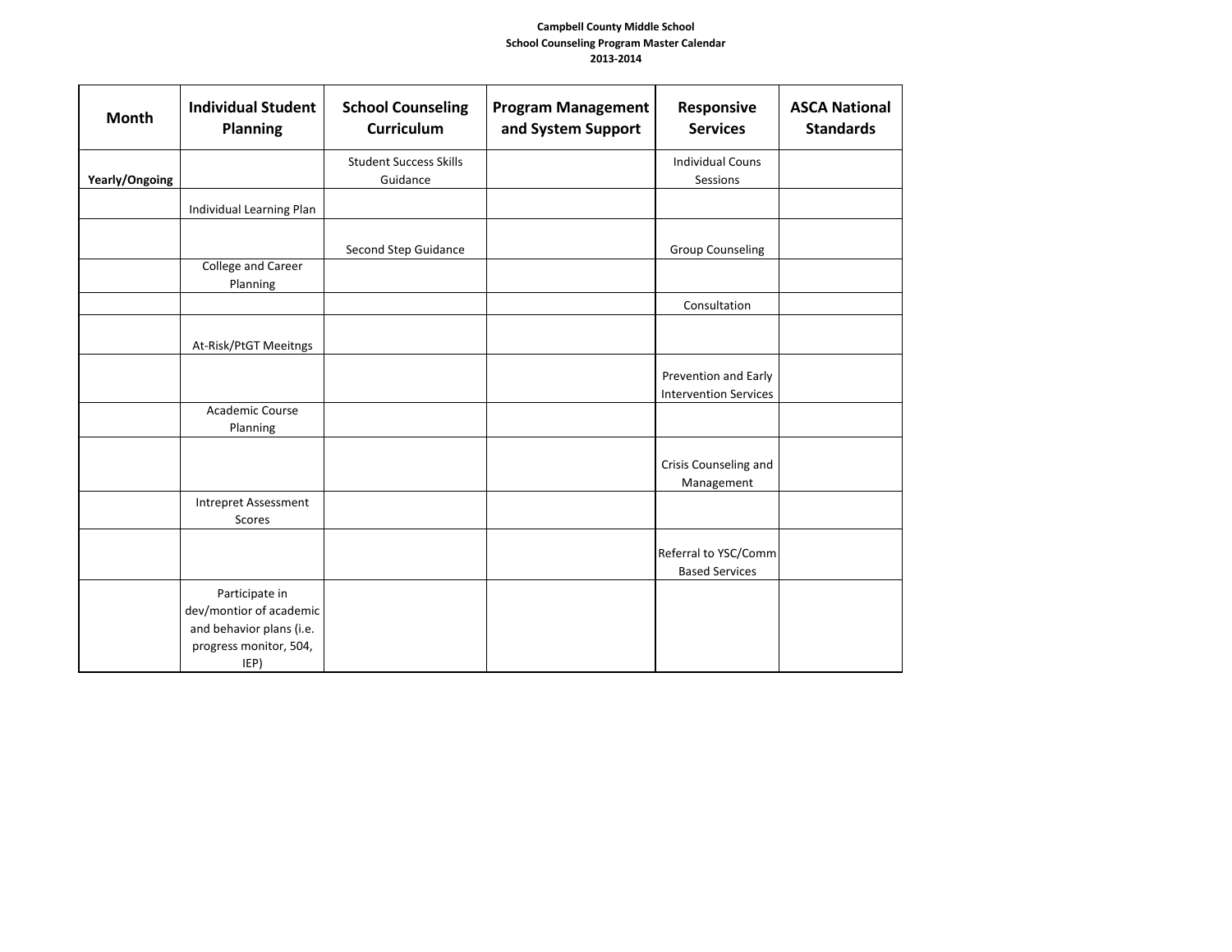**Campbell County Middle School**
**School Counseling Program Master Calendar**
**2013-2014**

| Month | Individual Student Planning | School Counseling Curriculum | Program Management and System Support | Responsive Services | ASCA National Standards |
|---|---|---|---|---|---|
| Yearly/Ongoing | | Student Success Skills Guidance | | Individual Couns Sessions | |
| | Individual Learning Plan | | | | |
| | | Second Step Guidance | | Group Counseling | |
| | College and Career Planning | | | | |
| | | | | Consultation | |
| | At-Risk/PtGT Meeitngs | | | | |
| | | | | Prevention and Early Intervention Services | |
| | Academic Course Planning | | | | |
| | | | | Crisis Counseling and Management | |
| | Intrepret Assessment Scores | | | | |
| | | | | Referral to YSC/Comm Based Services | |
| | Participate in dev/montior of academic and behavior plans (i.e. progress monitor, 504, IEP) | | | | |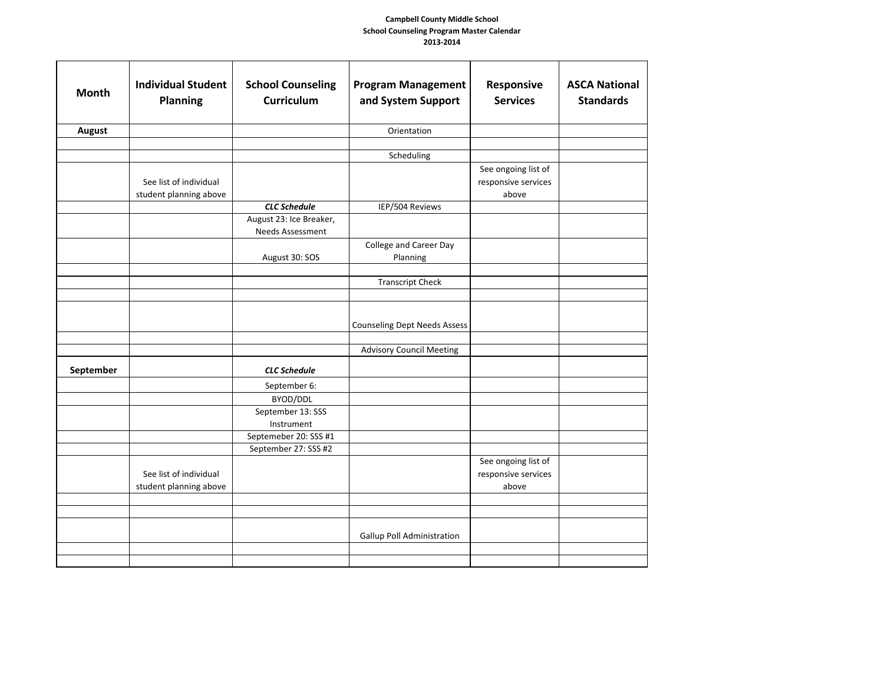**Campbell County Middle School**
**School Counseling Program Master Calendar**
**2013-2014**

| Month | Individual Student Planning | School Counseling Curriculum | Program Management and System Support | Responsive Services | ASCA National Standards |
|---|---|---|---|---|---|
| **August** | | | Orientation | | |
| | | | | | |
| | | | Scheduling | | |
| | See list of individual student planning above | | | See ongoing list of responsive services above | |
| | | ***CLC Schedule*** | IEP/504 Reviews | | |
| | | August 23: Ice Breaker, Needs Assessment | | | |
| | | August 30: SOS | College and Career Day Planning | | |
| | | | | | |
| | | | Transcript Check | | |
| | | | | | |
| | | | Counseling Dept Needs Assess | | |
| | | | | | |
| | | | Advisory Council Meeting | | |
| **September** | | ***CLC Schedule*** | | | |
| | | September 6: | | | |
| | | BYOD/DDL | | | |
| | | September 13: SSS Instrument | | | |
| | | Septemeber 20: SSS #1 | | | |
| | | September 27: SSS #2 | | | |
| | See list of individual student planning above | | | See ongoing list of responsive services above | |
| | | | | | |
| | | | | | |
| | | | Gallup Poll Administration | | |
| | | | | | |
| | | | | | |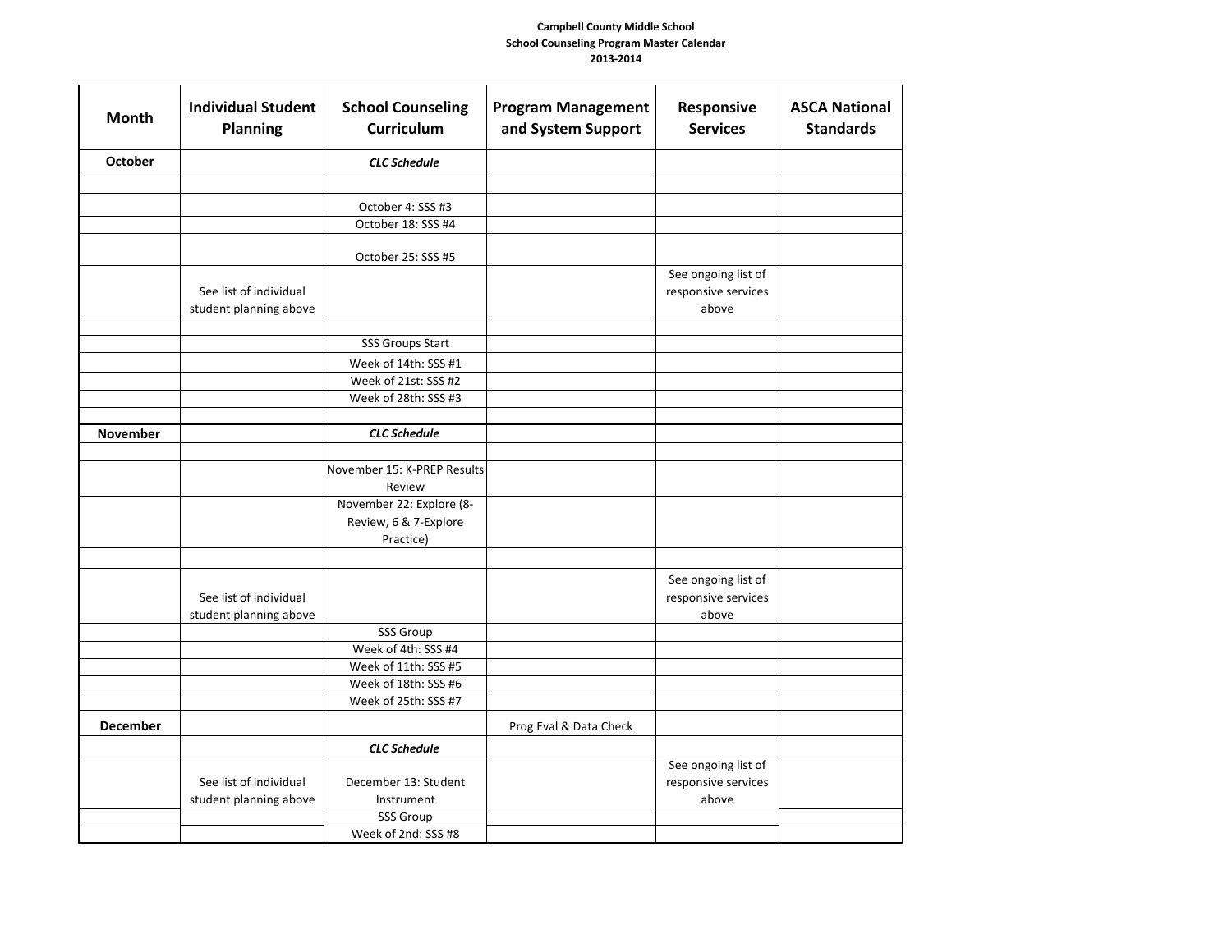**Campbell County Middle School**
**School Counseling Program Master Calendar**
**2013-2014**

| Month | Individual Student Planning | School Counseling Curriculum | Program Management and System Support | Responsive Services | ASCA National Standards |
|---|---|---|---|---|---|
| **October** | | ***CLC Schedule*** | | | |
| | | | | | |
| | | October 4: SSS #3 | | | |
| | | October 18: SSS #4 | | | |
| | | October 25: SSS #5 | | | |
| | See list of individual student planning above | | | See ongoing list of responsive services above | |
| | | | | | |
| | | SSS Groups Start | | | |
| | | Week of 14th: SSS #1 | | | |
| | | Week of 21st: SSS #2 | | | |
| | | Week of 28th: SSS #3 | | | |
| | | | | | |
| **November** | | ***CLC Schedule*** | | | |
| | | | | | |
| | | November 15: K-PREP Results Review | | | |
| | | November 22: Explore (8-Review, 6 & 7-Explore Practice) | | | |
| | | | | | |
| | See list of individual student planning above | | | See ongoing list of responsive services above | |
| | | SSS Group | | | |
| | | Week of 4th: SSS #4 | | | |
| | | Week of 11th: SSS #5 | | | |
| | | Week of 18th: SSS #6 | | | |
| | | Week of 25th: SSS #7 | | | |
| **December** | | | Prog Eval & Data Check | | |
| | | ***CLC Schedule*** | | | |
| | See list of individual student planning above | December 13: Student Instrument | | See ongoing list of responsive services above | |
| | | SSS Group | | | |
| | | Week of 2nd: SSS #8 | | | |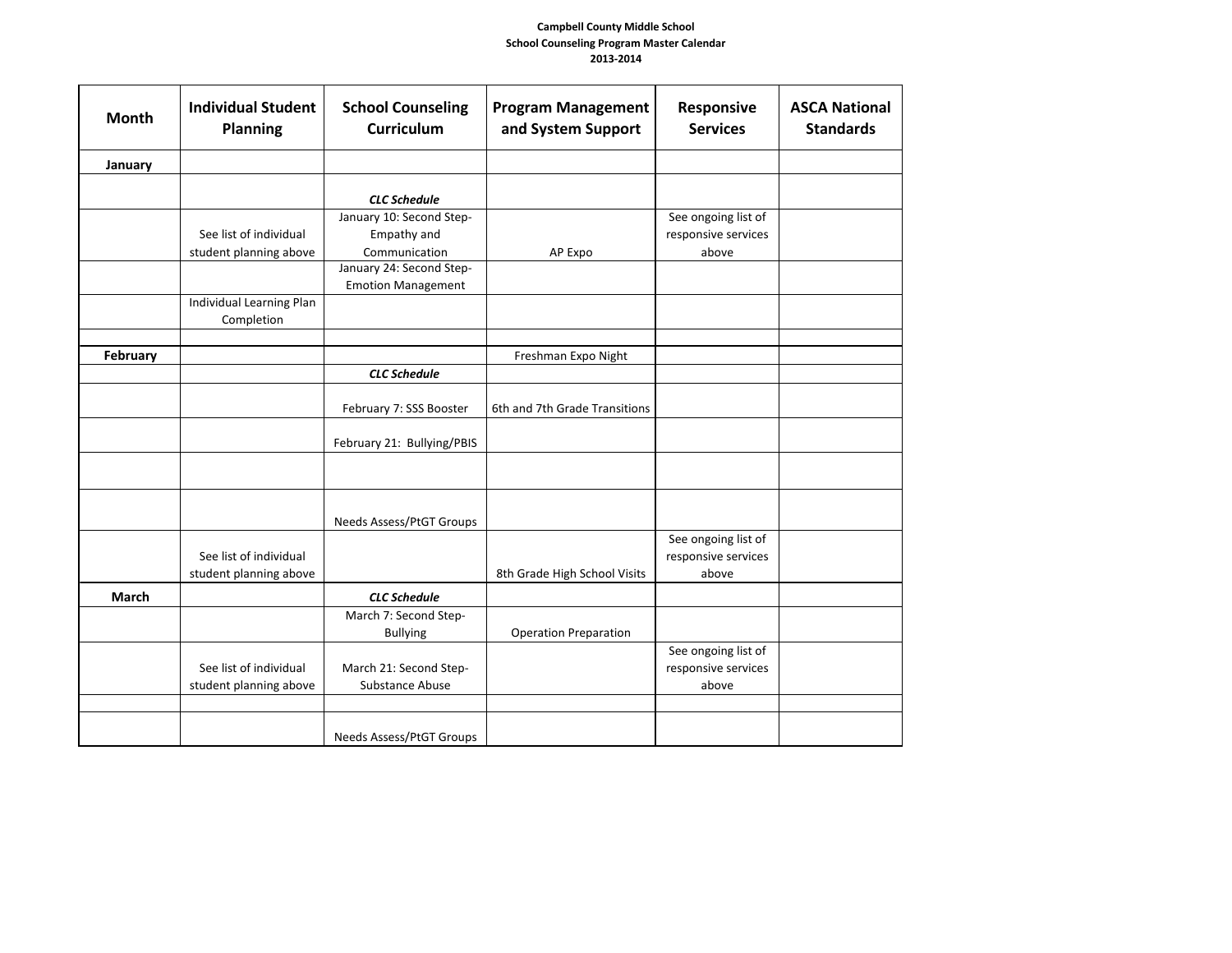**Campbell County Middle School**
**School Counseling Program Master Calendar**
**2013-2014**

| Month | Individual Student Planning | School Counseling Curriculum | Program Management and System Support | Responsive Services | ASCA National Standards |
|---|---|---|---|---|---|
| **January** | | | | | |
| | | ***CLC Schedule*** | | | |
| | See list of individual student planning above | January 10: Second Step- Empathy and Communication | AP Expo | See ongoing list of responsive services above | |
| | | January 24: Second Step- Emotion Management | | | |
| | Individual Learning Plan Completion | | | | |
| | | | | | |
| **February** | | | Freshman Expo Night | | |
| | | ***CLC Schedule*** | | | |
| | | February 7: SSS Booster | 6th and 7th Grade Transitions | | |
| | | February 21: Bullying/PBIS | | | |
| | | | | | |
| | | Needs Assess/PtGT Groups | | | |
| | See list of individual student planning above | | 8th Grade High School Visits | See ongoing list of responsive services above | |
| **March** | | ***CLC Schedule*** | | | |
| | | March 7: Second Step- Bullying | Operation Preparation | | |
| | See list of individual student planning above | March 21: Second Step- Substance Abuse | | See ongoing list of responsive services above | |
| | | | | | |
| | | Needs Assess/PtGT Groups | | | |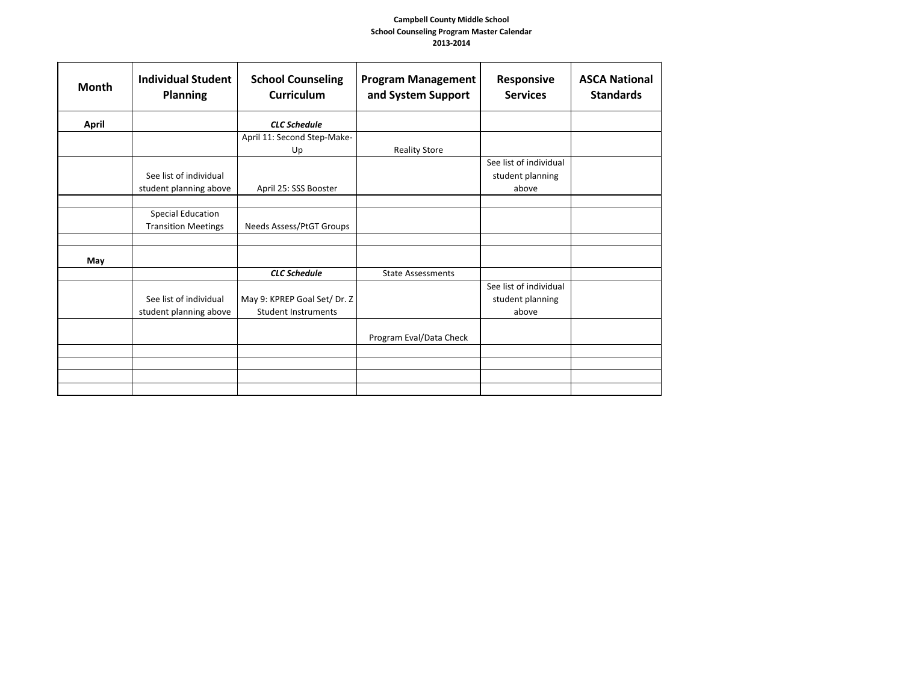**Campbell County Middle School**
**School Counseling Program Master Calendar**
**2013-2014**

| Month | Individual Student Planning | School Counseling Curriculum | Program Management and System Support | Responsive Services | ASCA National Standards |
|---|---|---|---|---|---|
| **April** | | ***CLC Schedule*** | | | |
| | | April 11: Second Step-Make-Up | Reality Store | | |
| | See list of individual student planning above | April 25: SSS Booster | | See list of individual student planning above | |
| | | | | | |
| | Special Education Transition Meetings | Needs Assess/PtGT Groups | | | |
| | | | | | |
| **May** | | | | | |
| | | ***CLC Schedule*** | State Assessments | | |
| | See list of individual student planning above | May 9: KPREP Goal Set/ Dr. Z Student Instruments | | See list of individual student planning above | |
| | | | Program Eval/Data Check | | |
| | | | | | |
| | | | | | |
| | | | | | |
| | | | | | |